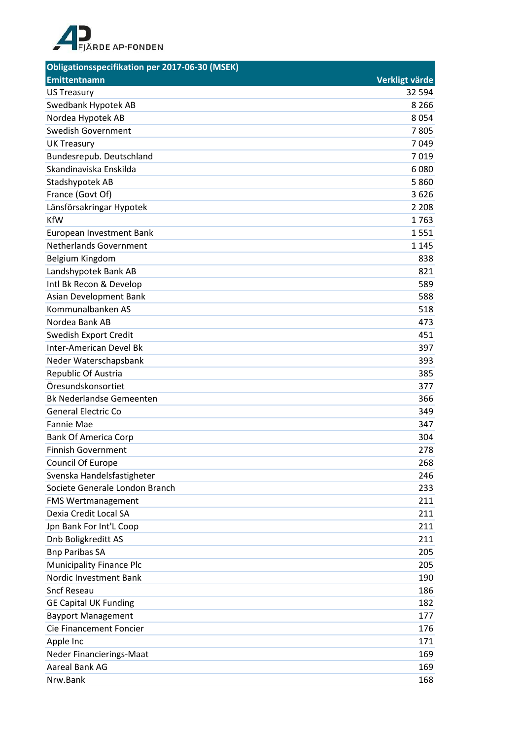FJÄRDE AP-FONDEN

| Obligationsspecifikation per 2017-06-30 (MSEK) | |
|---|---|
| **Emittentnamn** | **Verkligt värde** |
| US Treasury | 32 594 |
| Swedbank Hypotek AB | 8 266 |
| Nordea Hypotek AB | 8 054 |
| Swedish Government | 7 805 |
| UK Treasury | 7 049 |
| Bundesrepub. Deutschland | 7 019 |
| Skandinaviska Enskilda | 6 080 |
| Stadshypotek AB | 5 860 |
| France (Govt Of) | 3 626 |
| Länsförsakringar Hypotek | 2 208 |
| KfW | 1 763 |
| European Investment Bank | 1 551 |
| Netherlands Government | 1 145 |
| Belgium Kingdom | 838 |
| Landshypotek Bank AB | 821 |
| Intl Bk Recon & Develop | 589 |
| Asian Development Bank | 588 |
| Kommunalbanken AS | 518 |
| Nordea Bank AB | 473 |
| Swedish Export Credit | 451 |
| Inter-American Devel Bk | 397 |
| Neder Waterschapsbank | 393 |
| Republic Of Austria | 385 |
| Öresundskonsortiet | 377 |
| Bk Nederlandse Gemeenten | 366 |
| General Electric Co | 349 |
| Fannie Mae | 347 |
| Bank Of America Corp | 304 |
| Finnish Government | 278 |
| Council Of Europe | 268 |
| Svenska Handelsfastigheter | 246 |
| Societe Generale London Branch | 233 |
| FMS Wertmanagement | 211 |
| Dexia Credit Local SA | 211 |
| Jpn Bank For Int'L Coop | 211 |
| Dnb Boligkreditt AS | 211 |
| Bnp Paribas SA | 205 |
| Municipality Finance Plc | 205 |
| Nordic Investment Bank | 190 |
| Sncf Reseau | 186 |
| GE Capital UK Funding | 182 |
| Bayport Management | 177 |
| Cie Financement Foncier | 176 |
| Apple Inc | 171 |
| Neder Financierings-Maat | 169 |
| Aareal Bank AG | 169 |
| Nrw.Bank | 168 |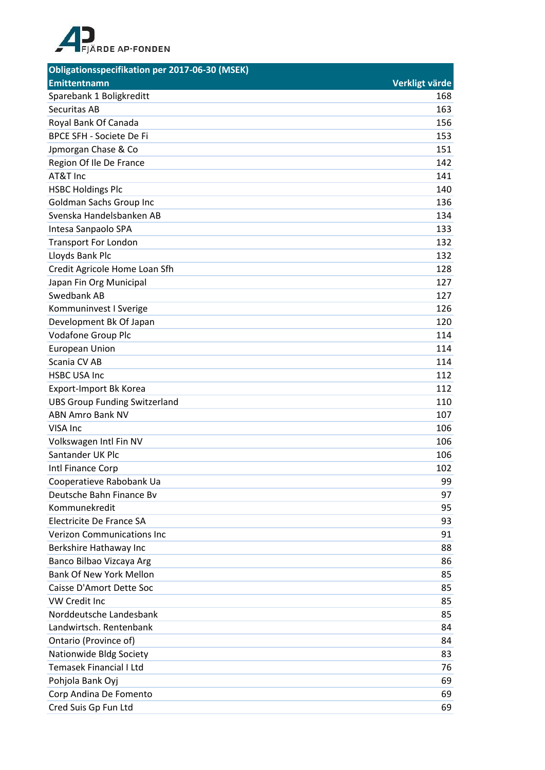FJÄRDE AP-FONDEN

| Obligationsspecifikation per 2017-06-30 (MSEK) | |
|---|---|
| **Emittentnamn** | **Verkligt värde** |
| Sparebank 1 Boligkreditt | 168 |
| Securitas AB | 163 |
| Royal Bank Of Canada | 156 |
| BPCE SFH - Societe De Fi | 153 |
| Jpmorgan Chase & Co | 151 |
| Region Of Ile De France | 142 |
| AT&T Inc | 141 |
| HSBC Holdings Plc | 140 |
| Goldman Sachs Group Inc | 136 |
| Svenska Handelsbanken AB | 134 |
| Intesa Sanpaolo SPA | 133 |
| Transport For London | 132 |
| Lloyds Bank Plc | 132 |
| Credit Agricole Home Loan Sfh | 128 |
| Japan Fin Org Municipal | 127 |
| Swedbank AB | 127 |
| Kommuninvest I Sverige | 126 |
| Development Bk Of Japan | 120 |
| Vodafone Group Plc | 114 |
| European Union | 114 |
| Scania CV AB | 114 |
| HSBC USA Inc | 112 |
| Export-Import Bk Korea | 112 |
| UBS Group Funding Switzerland | 110 |
| ABN Amro Bank NV | 107 |
| VISA Inc | 106 |
| Volkswagen Intl Fin NV | 106 |
| Santander UK Plc | 106 |
| Intl Finance Corp | 102 |
| Cooperatieve Rabobank Ua | 99 |
| Deutsche Bahn Finance Bv | 97 |
| Kommunekredit | 95 |
| Electricite De France SA | 93 |
| Verizon Communications Inc | 91 |
| Berkshire Hathaway Inc | 88 |
| Banco Bilbao Vizcaya Arg | 86 |
| Bank Of New York Mellon | 85 |
| Caisse D'Amort Dette Soc | 85 |
| VW Credit Inc | 85 |
| Norddeutsche Landesbank | 85 |
| Landwirtsch. Rentenbank | 84 |
| Ontario (Province of) | 84 |
| Nationwide Bldg Society | 83 |
| Temasek Financial I Ltd | 76 |
| Pohjola Bank Oyj | 69 |
| Corp Andina De Fomento | 69 |
| Cred Suis Gp Fun Ltd | 69 |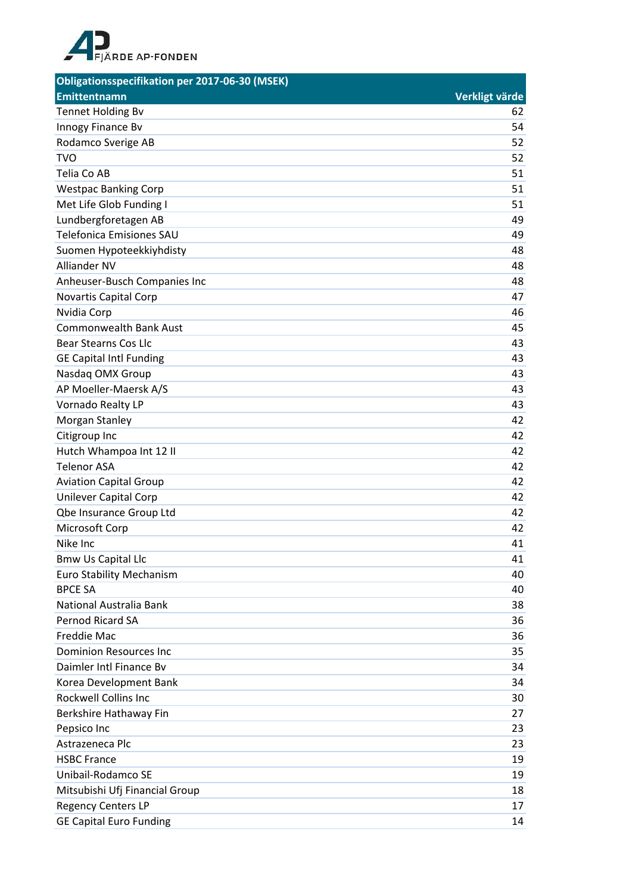FJÄRDE AP-FONDEN

| Obligationsspecifikation per 2017-06-30 (MSEK) | |
|---|---|
| **Emittentnamn** | **Verkligt värde** |
| Tennet Holding Bv | 62 |
| Innogy Finance Bv | 54 |
| Rodamco Sverige AB | 52 |
| TVO | 52 |
| Telia Co AB | 51 |
| Westpac Banking Corp | 51 |
| Met Life Glob Funding I | 51 |
| Lundbergforetagen AB | 49 |
| Telefonica Emisiones SAU | 49 |
| Suomen Hypoteekkiyhdisty | 48 |
| Alliander NV | 48 |
| Anheuser-Busch Companies Inc | 48 |
| Novartis Capital Corp | 47 |
| Nvidia Corp | 46 |
| Commonwealth Bank Aust | 45 |
| Bear Stearns Cos Llc | 43 |
| GE Capital Intl Funding | 43 |
| Nasdaq OMX Group | 43 |
| AP Moeller-Maersk A/S | 43 |
| Vornado Realty LP | 43 |
| Morgan Stanley | 42 |
| Citigroup Inc | 42 |
| Hutch Whampoa Int 12 II | 42 |
| Telenor ASA | 42 |
| Aviation Capital Group | 42 |
| Unilever Capital Corp | 42 |
| Qbe Insurance Group Ltd | 42 |
| Microsoft Corp | 42 |
| Nike Inc | 41 |
| Bmw Us Capital Llc | 41 |
| Euro Stability Mechanism | 40 |
| BPCE SA | 40 |
| National Australia Bank | 38 |
| Pernod Ricard SA | 36 |
| Freddie Mac | 36 |
| Dominion Resources Inc | 35 |
| Daimler Intl Finance Bv | 34 |
| Korea Development Bank | 34 |
| Rockwell Collins Inc | 30 |
| Berkshire Hathaway Fin | 27 |
| Pepsico Inc | 23 |
| Astrazeneca Plc | 23 |
| HSBC France | 19 |
| Unibail-Rodamco SE | 19 |
| Mitsubishi Ufj Financial Group | 18 |
| Regency Centers LP | 17 |
| GE Capital Euro Funding | 14 |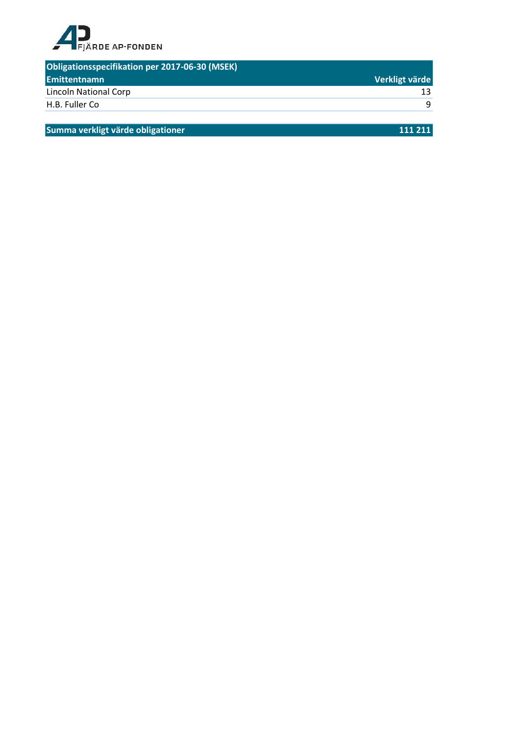| Obligationsspecifikation per 2017-06-30 (MSEK) | |
|---|---|
| **Emittentnamn** | **Verkligt värde** |
| Lincoln National Corp | 13 |
| H.B. Fuller Co | 9 |
| | |
| **Summa verkligt värde obligationer** | **111 211** |